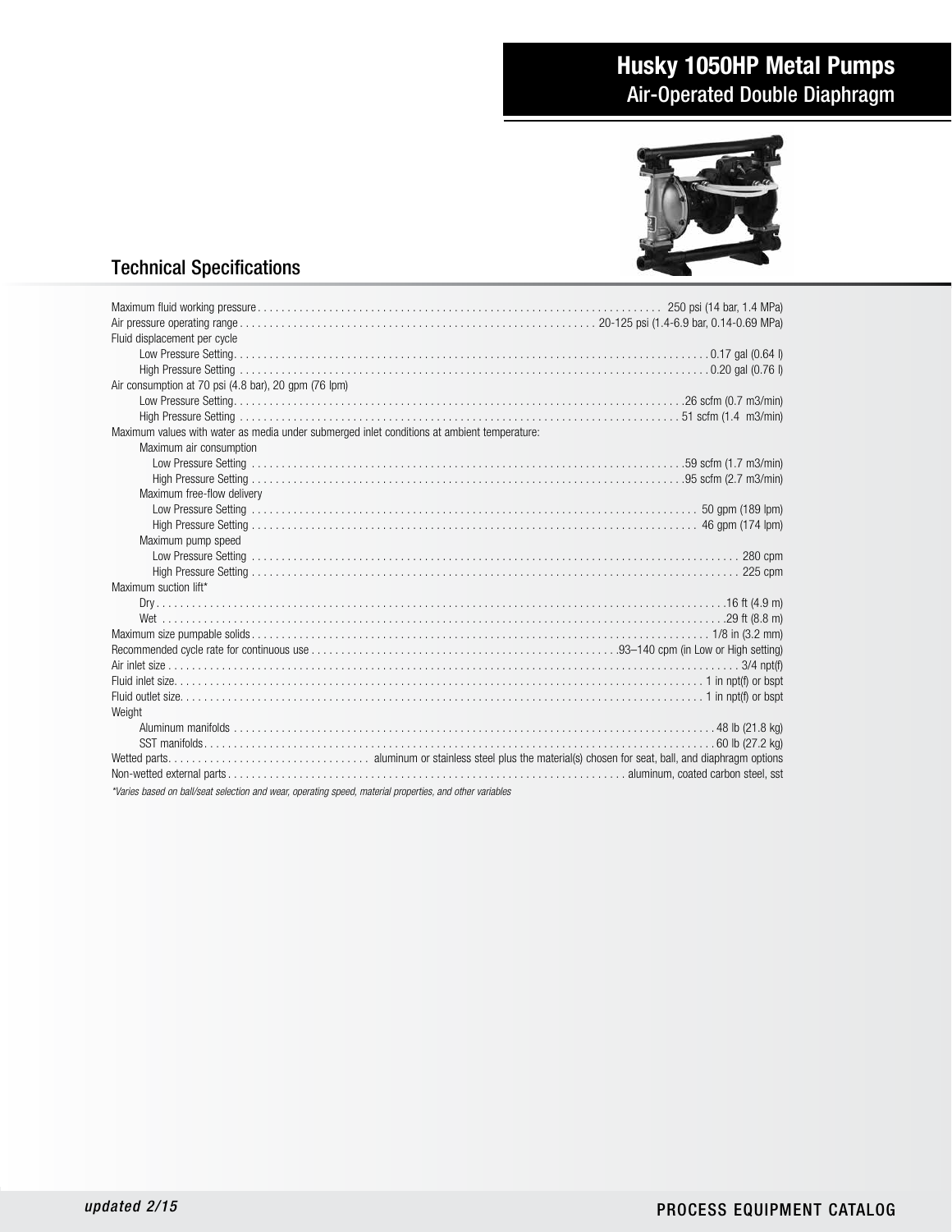# Husky 1050HP Metal Pumps

## Air-Operated Double Diaphragm

## Technical Specifications

| Specification | Value |
|---|---|
| Maximum fluid working pressure | 250 psi (14 bar, 1.4 MPa) |
| Air pressure operating range | 20-125 psi (1.4-6.9 bar, 0.14-0.69 MPa) |
| Fluid displacement per cycle | |
| Low Pressure Setting | 0.17 gal (0.64 l) |
| High Pressure Setting | 0.20 gal (0.76 l) |
| Air consumption at 70 psi (4.8 bar), 20 gpm (76 lpm) | |
| Low Pressure Setting | 26 scfm (0.7 m3/min) |
| High Pressure Setting | 51 scfm (1.4 m3/min) |
| Maximum values with water as media under submerged inlet conditions at ambient temperature: | |
| Maximum air consumption | |
| Low Pressure Setting | 59 scfm (1.7 m3/min) |
| High Pressure Setting | 95 scfm (2.7 m3/min) |
| Maximum free-flow delivery | |
| Low Pressure Setting | 50 gpm (189 lpm) |
| High Pressure Setting | 46 gpm (174 lpm) |
| Maximum pump speed | |
| Low Pressure Setting | 280 cpm |
| High Pressure Setting | 225 cpm |
| Maximum suction lift* | |
| Dry | 16 ft (4.9 m) |
| Wet | 29 ft (8.8 m) |
| Maximum size pumpable solids | 1/8 in (3.2 mm) |
| Recommended cycle rate for continuous use | 93–140 cpm (in Low or High setting) |
| Air inlet size | 3/4 npt(f) |
| Fluid inlet size | 1 in npt(f) or bspt |
| Fluid outlet size | 1 in npt(f) or bspt |
| Weight | |
| Aluminum manifolds | 48 lb (21.8 kg) |
| SST manifolds | 60 lb (27.2 kg) |
| Wetted parts | aluminum or stainless steel plus the material(s) chosen for seat, ball, and diaphragm options |
| Non-wetted external parts | aluminum, coated carbon steel, sst |

*Varies based on ball/seat selection and wear, operating speed, material properties, and other variables*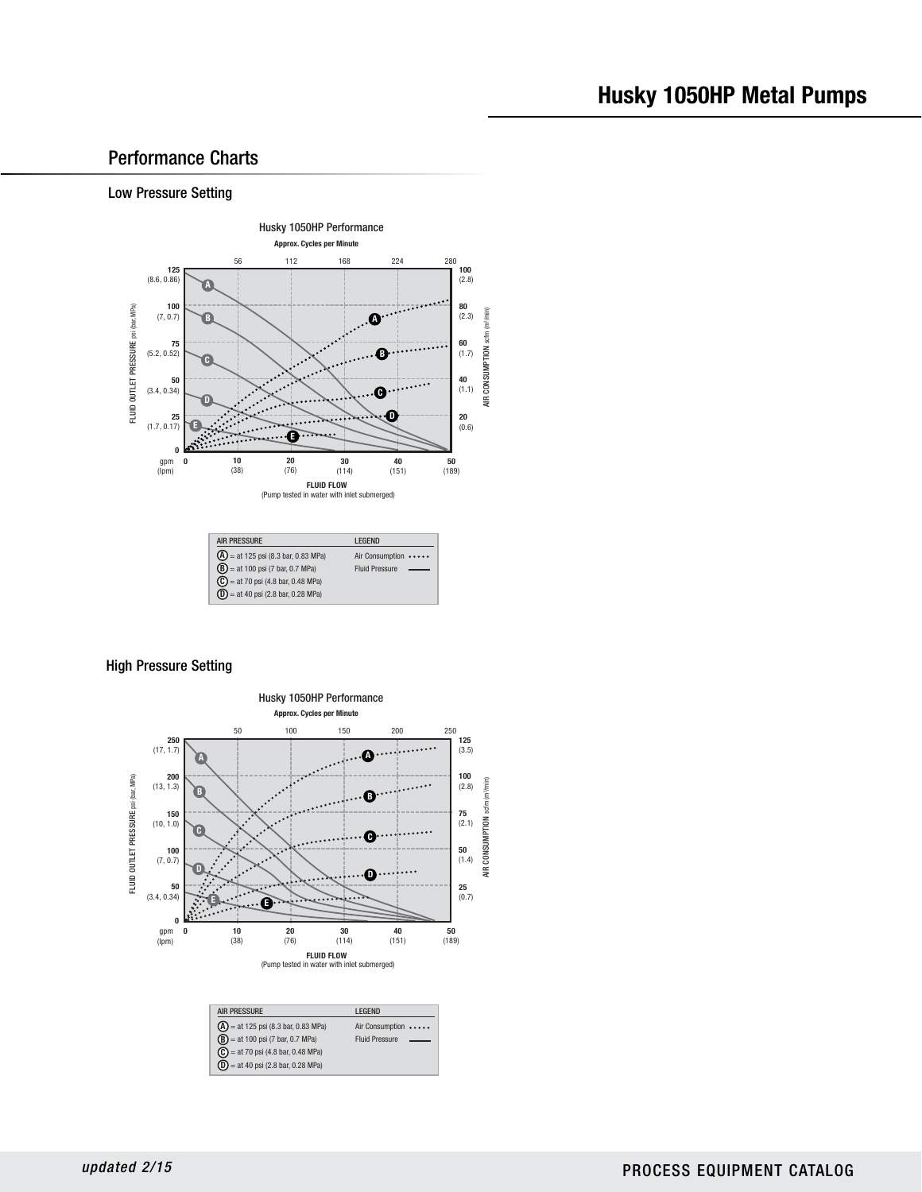## Performance Charts

### Low Pressure Setting

Husky 1050HP Performance

Approx. Cycles per Minute

56 112 168 224 280

FLUID OUTLET PRESSURE psi (bar, MPa)

125 (8.6, 0.86)
100 (7, 0.7)
75 (5.2, 0.52)
50 (3.4, 0.34)
25 (1.7, 0.17)
0

AIR CONSUMPTION scfm (m³/min)

100 (2.8)
80 (2.3)
60 (1.7)
40 (1.1)
20 (0.6)

gpm (lpm) 0 10 (38) 20 (76) 30 (114) 40 (151) 50 (189)

FLUID FLOW
(Pump tested in water with inlet submerged)

| AIR PRESSURE | LEGEND |
|---|---|
| (A) = at 125 psi (8.3 bar, 0.83 MPa) | Air Consumption ••••• |
| (B) = at 100 psi (7 bar, 0.7 MPa) | Fluid Pressure ——— |
| (C) = at 70 psi (4.8 bar, 0.48 MPa) | |
| (D) = at 40 psi (2.8 bar, 0.28 MPa) | |

### High Pressure Setting

Husky 1050HP Performance

Approx. Cycles per Minute

50 100 150 200 250

FLUID OUTLET PRESSURE psi (bar, MPa)

250 (17, 1.7)
200 (13, 1.3)
150 (10, 1.0)
100 (7, 0.7)
50 (3.4, 0.34)
0

AIR CONSUMPTION scfm (m³/min)

125 (3.5)
100 (2.8)
75 (2.1)
50 (1.4)
25 (0.7)

gpm (lpm) 0 10 (38) 20 (76) 30 (114) 40 (151) 50 (189)

FLUID FLOW
(Pump tested in water with inlet submerged)

| AIR PRESSURE | LEGEND |
|---|---|
| (A) = at 125 psi (8.3 bar, 0.83 MPa) | Air Consumption ••••• |
| (B) = at 100 psi (7 bar, 0.7 MPa) | Fluid Pressure ——— |
| (C) = at 70 psi (4.8 bar, 0.48 MPa) | |
| (D) = at 40 psi (2.8 bar, 0.28 MPa) | |

*updated 2/15*